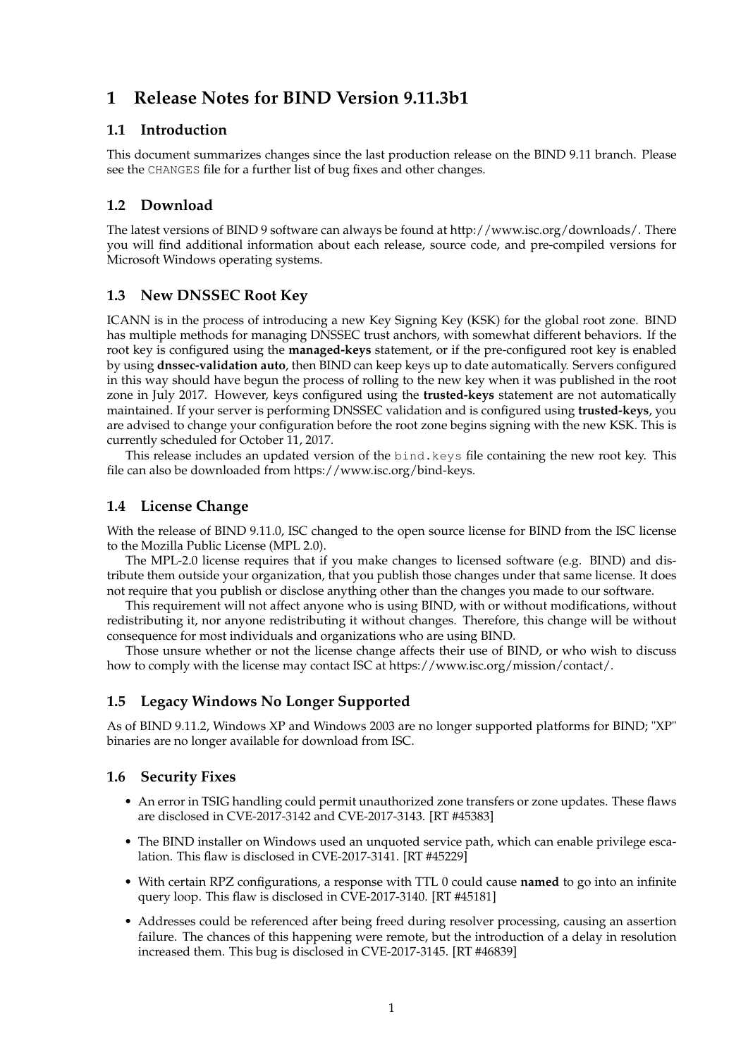# 1 Release Notes for BIND Version 9.11.3b1

## 1.1 Introduction

This document summarizes changes since the last production release on the BIND 9.11 branch. Please see the `CHANGES` file for a further list of bug fixes and other changes.

## 1.2 Download

The latest versions of BIND 9 software can always be found at http://www.isc.org/downloads/. There you will find additional information about each release, source code, and pre-compiled versions for Microsoft Windows operating systems.

## 1.3 New DNSSEC Root Key

ICANN is in the process of introducing a new Key Signing Key (KSK) for the global root zone. BIND has multiple methods for managing DNSSEC trust anchors, with somewhat different behaviors. If the root key is configured using the **managed-keys** statement, or if the pre-configured root key is enabled by using **dnssec-validation auto**, then BIND can keep keys up to date automatically. Servers configured in this way should have begun the process of rolling to the new key when it was published in the root zone in July 2017. However, keys configured using the **trusted-keys** statement are not automatically maintained. If your server is performing DNSSEC validation and is configured using **trusted-keys**, you are advised to change your configuration before the root zone begins signing with the new KSK. This is currently scheduled for October 11, 2017.

This release includes an updated version of the `bind.keys` file containing the new root key. This file can also be downloaded from https://www.isc.org/bind-keys.

## 1.4 License Change

With the release of BIND 9.11.0, ISC changed to the open source license for BIND from the ISC license to the Mozilla Public License (MPL 2.0).

The MPL-2.0 license requires that if you make changes to licensed software (e.g. BIND) and distribute them outside your organization, that you publish those changes under that same license. It does not require that you publish or disclose anything other than the changes you made to our software.

This requirement will not affect anyone who is using BIND, with or without modifications, without redistributing it, nor anyone redistributing it without changes. Therefore, this change will be without consequence for most individuals and organizations who are using BIND.

Those unsure whether or not the license change affects their use of BIND, or who wish to discuss how to comply with the license may contact ISC at https://www.isc.org/mission/contact/.

## 1.5 Legacy Windows No Longer Supported

As of BIND 9.11.2, Windows XP and Windows 2003 are no longer supported platforms for BIND; "XP" binaries are no longer available for download from ISC.

## 1.6 Security Fixes

- An error in TSIG handling could permit unauthorized zone transfers or zone updates. These flaws are disclosed in CVE-2017-3142 and CVE-2017-3143. [RT #45383]
- The BIND installer on Windows used an unquoted service path, which can enable privilege escalation. This flaw is disclosed in CVE-2017-3141. [RT #45229]
- With certain RPZ configurations, a response with TTL 0 could cause **named** to go into an infinite query loop. This flaw is disclosed in CVE-2017-3140. [RT #45181]
- Addresses could be referenced after being freed during resolver processing, causing an assertion failure. The chances of this happening were remote, but the introduction of a delay in resolution increased them. This bug is disclosed in CVE-2017-3145. [RT #46839]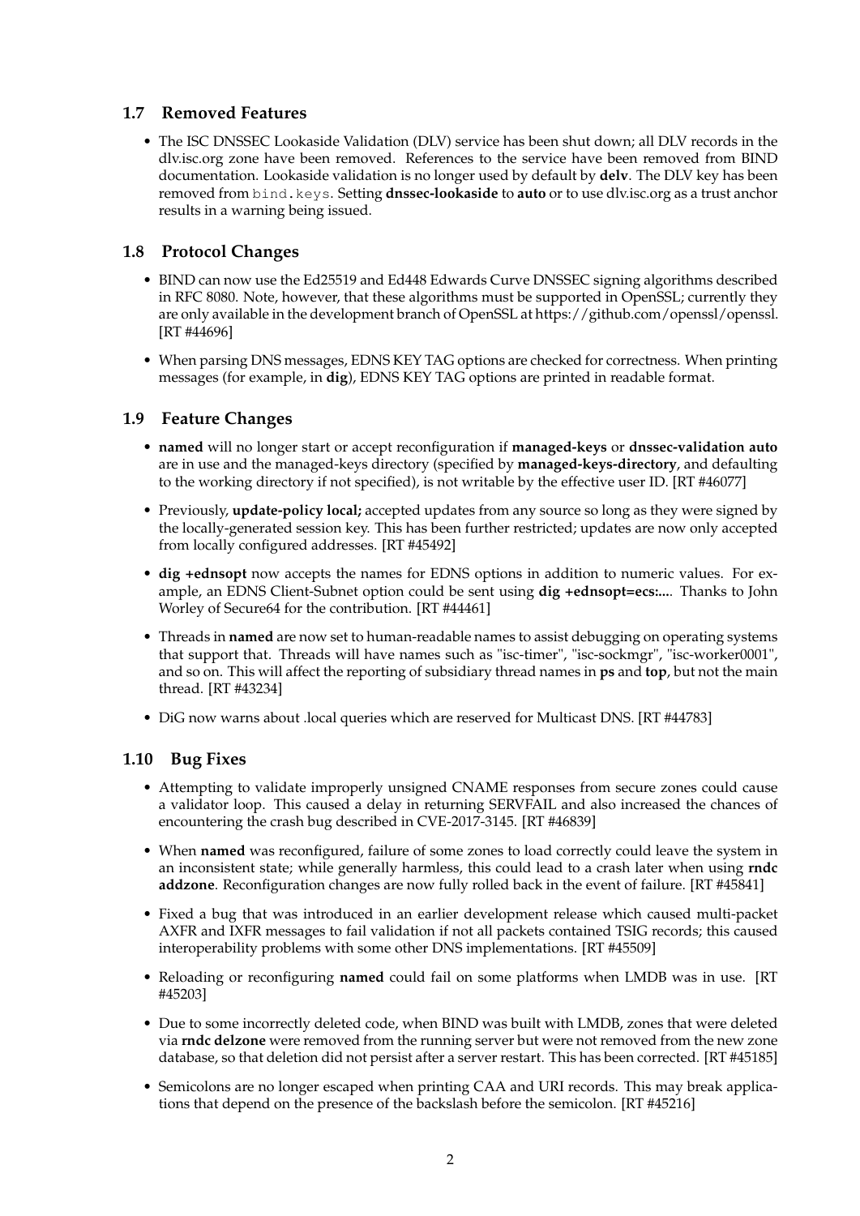## 1.7 Removed Features

- The ISC DNSSEC Lookaside Validation (DLV) service has been shut down; all DLV records in the dlv.isc.org zone have been removed. References to the service have been removed from BIND documentation. Lookaside validation is no longer used by default by **delv**. The DLV key has been removed from `bind.keys`. Setting **dnssec-lookaside** to **auto** or to use dlv.isc.org as a trust anchor results in a warning being issued.

## 1.8 Protocol Changes

- BIND can now use the Ed25519 and Ed448 Edwards Curve DNSSEC signing algorithms described in RFC 8080. Note, however, that these algorithms must be supported in OpenSSL; currently they are only available in the development branch of OpenSSL at https://github.com/openssl/openssl. [RT #44696]
- When parsing DNS messages, EDNS KEY TAG options are checked for correctness. When printing messages (for example, in **dig**), EDNS KEY TAG options are printed in readable format.

## 1.9 Feature Changes

- **named** will no longer start or accept reconfiguration if **managed-keys** or **dnssec-validation auto** are in use and the managed-keys directory (specified by **managed-keys-directory**, and defaulting to the working directory if not specified), is not writable by the effective user ID. [RT #46077]
- Previously, **update-policy local;** accepted updates from any source so long as they were signed by the locally-generated session key. This has been further restricted; updates are now only accepted from locally configured addresses. [RT #45492]
- **dig +ednsopt** now accepts the names for EDNS options in addition to numeric values. For example, an EDNS Client-Subnet option could be sent using **dig +ednsopt=ecs:...**. Thanks to John Worley of Secure64 for the contribution. [RT #44461]
- Threads in **named** are now set to human-readable names to assist debugging on operating systems that support that. Threads will have names such as "isc-timer", "isc-sockmgr", "isc-worker0001", and so on. This will affect the reporting of subsidiary thread names in **ps** and **top**, but not the main thread. [RT #43234]
- DiG now warns about .local queries which are reserved for Multicast DNS. [RT #44783]

## 1.10 Bug Fixes

- Attempting to validate improperly unsigned CNAME responses from secure zones could cause a validator loop. This caused a delay in returning SERVFAIL and also increased the chances of encountering the crash bug described in CVE-2017-3145. [RT #46839]
- When **named** was reconfigured, failure of some zones to load correctly could leave the system in an inconsistent state; while generally harmless, this could lead to a crash later when using **rndc addzone**. Reconfiguration changes are now fully rolled back in the event of failure. [RT #45841]
- Fixed a bug that was introduced in an earlier development release which caused multi-packet AXFR and IXFR messages to fail validation if not all packets contained TSIG records; this caused interoperability problems with some other DNS implementations. [RT #45509]
- Reloading or reconfiguring **named** could fail on some platforms when LMDB was in use. [RT #45203]
- Due to some incorrectly deleted code, when BIND was built with LMDB, zones that were deleted via **rndc delzone** were removed from the running server but were not removed from the new zone database, so that deletion did not persist after a server restart. This has been corrected. [RT #45185]
- Semicolons are no longer escaped when printing CAA and URI records. This may break applications that depend on the presence of the backslash before the semicolon. [RT #45216]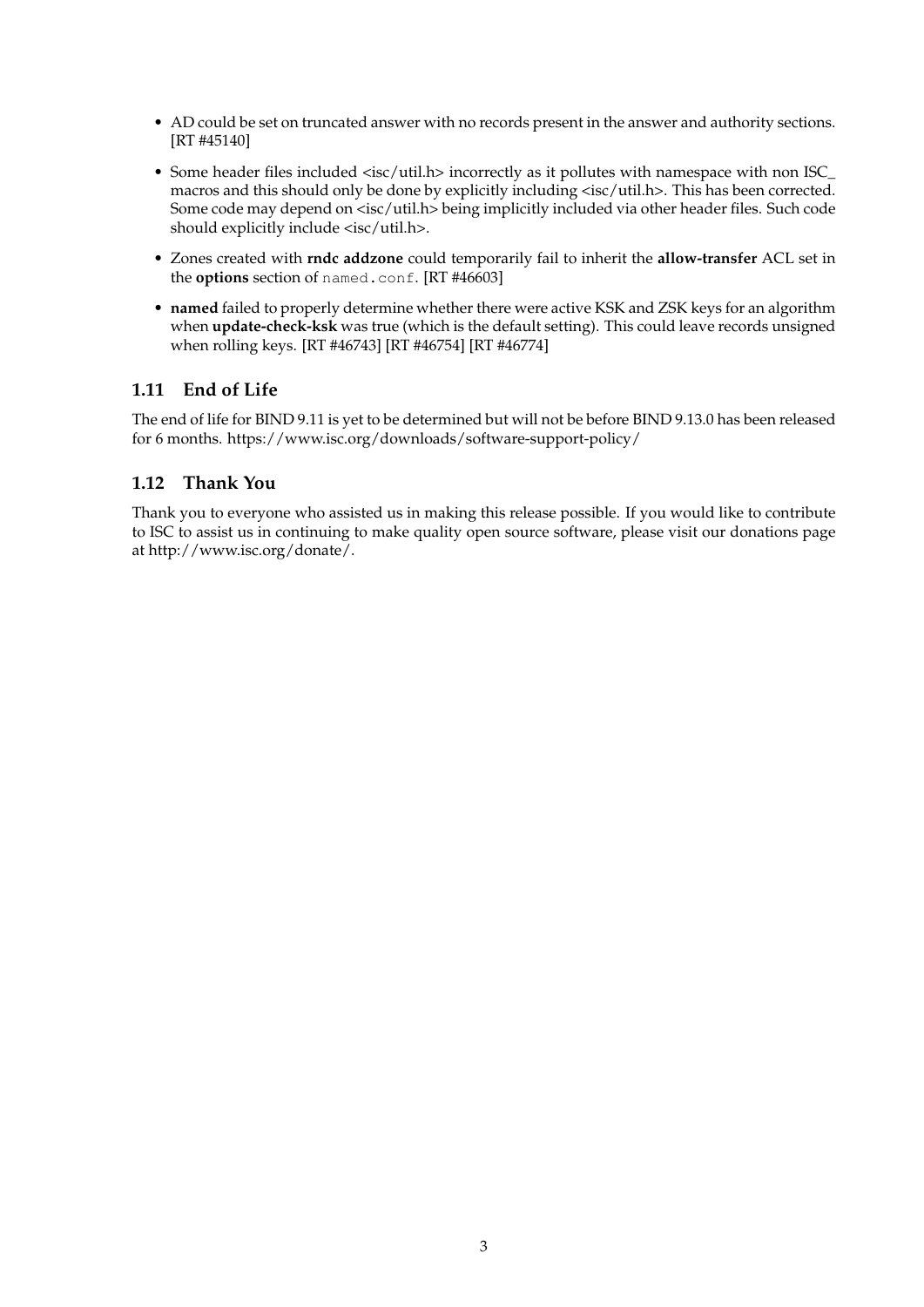- AD could be set on truncated answer with no records present in the answer and authority sections. [RT #45140]

- Some header files included <isc/util.h> incorrectly as it pollutes with namespace with non ISC_ macros and this should only be done by explicitly including <isc/util.h>. This has been corrected. Some code may depend on <isc/util.h> being implicitly included via other header files. Such code should explicitly include <isc/util.h>.

- Zones created with **rndc addzone** could temporarily fail to inherit the **allow-transfer** ACL set in the **options** section of `named.conf`. [RT #46603]

- **named** failed to properly determine whether there were active KSK and ZSK keys for an algorithm when **update-check-ksk** was true (which is the default setting). This could leave records unsigned when rolling keys. [RT #46743] [RT #46754] [RT #46774]

## 1.11 End of Life

The end of life for BIND 9.11 is yet to be determined but will not be before BIND 9.13.0 has been released for 6 months. https://www.isc.org/downloads/software-support-policy/

## 1.12 Thank You

Thank you to everyone who assisted us in making this release possible. If you would like to contribute to ISC to assist us in continuing to make quality open source software, please visit our donations page at http://www.isc.org/donate/.